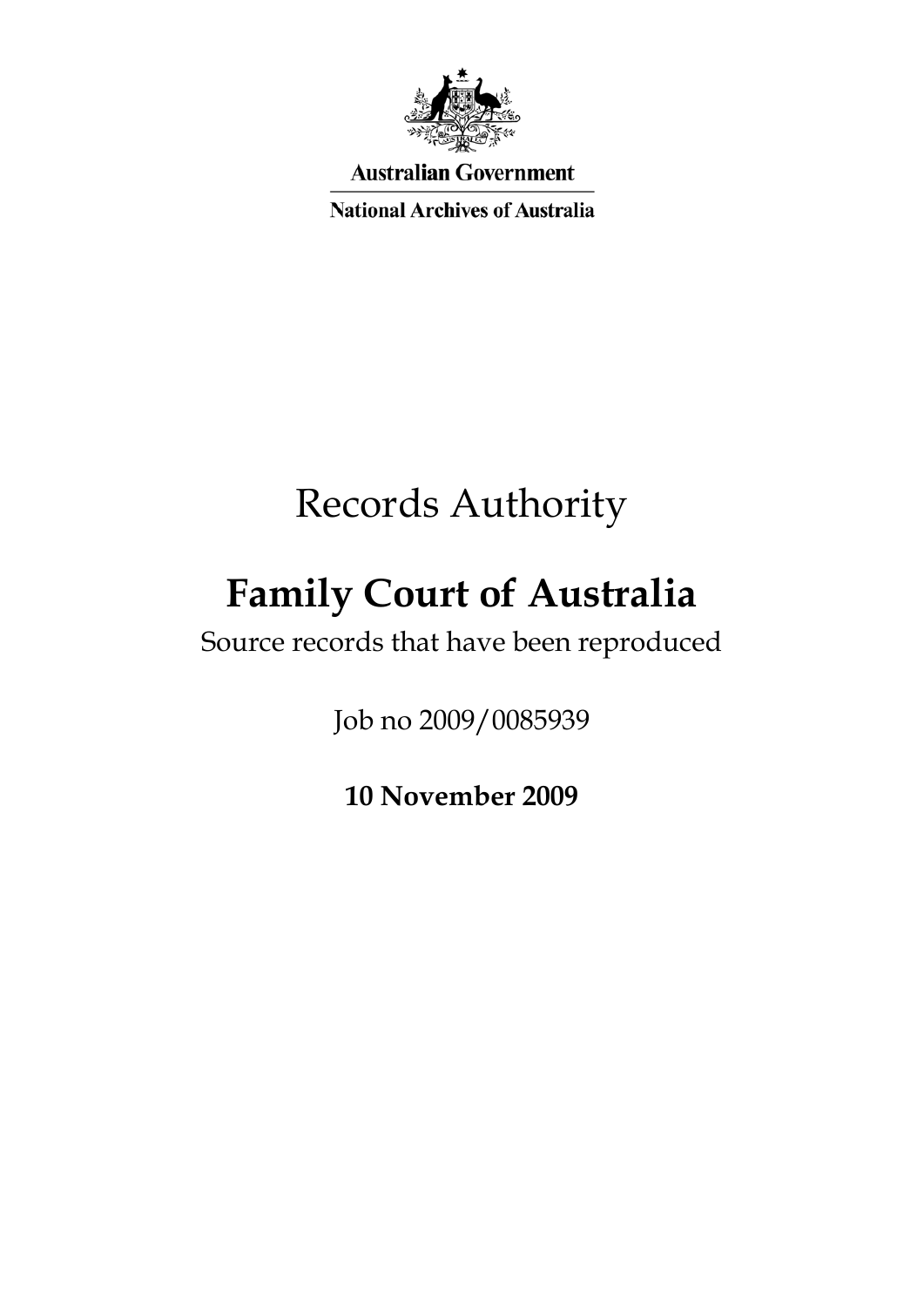**Australian Government**

**National Archives of Australia**

# Records Authority

## Family Court of Australia

Source records that have been reproduced

Job no 2009/0085939

**10 November 2009**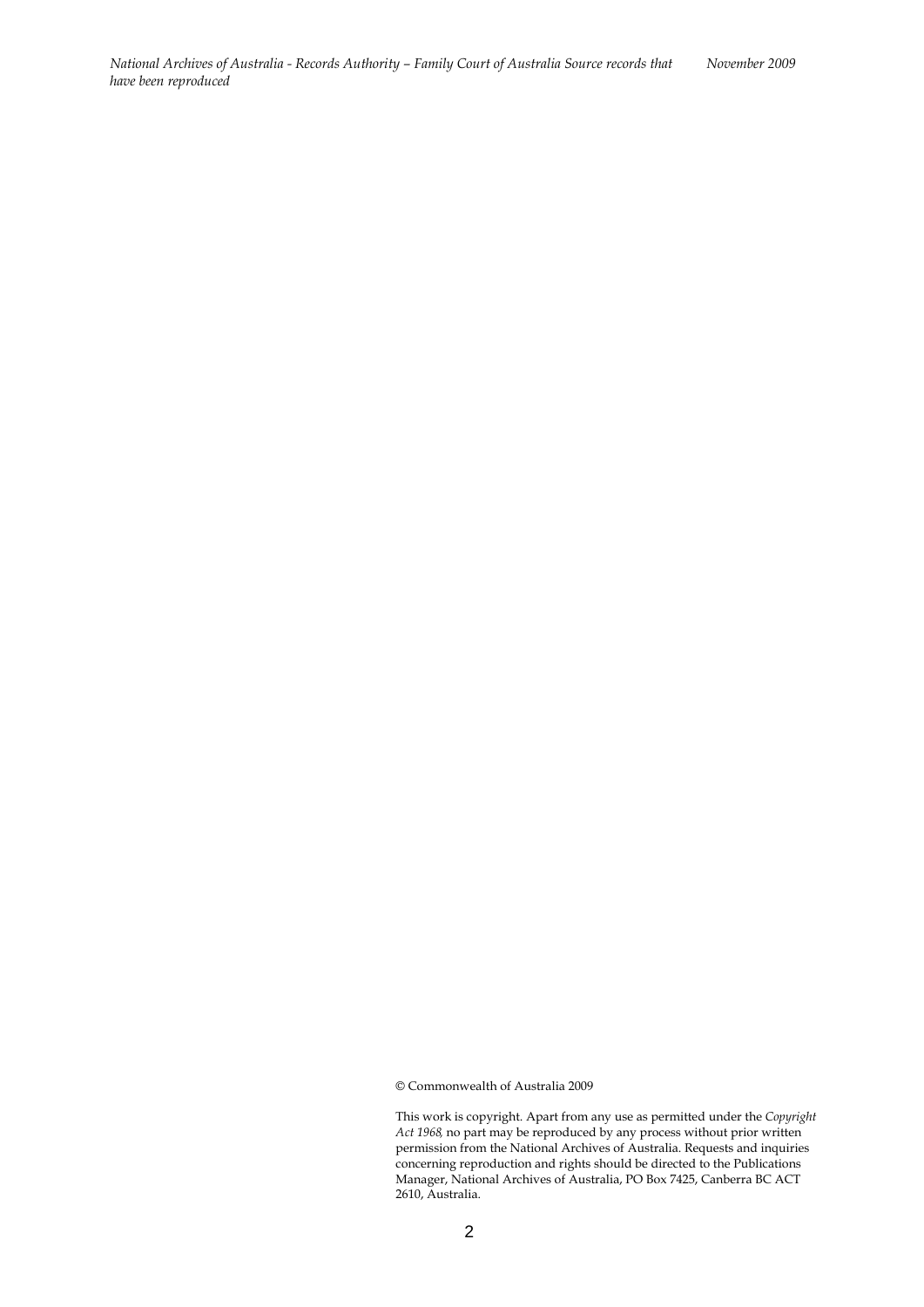© Commonwealth of Australia 2009

This work is copyright. Apart from any use as permitted under the *Copyright Act 1968,* no part may be reproduced by any process without prior written permission from the National Archives of Australia. Requests and inquiries concerning reproduction and rights should be directed to the Publications Manager, National Archives of Australia, PO Box 7425, Canberra BC ACT 2610, Australia.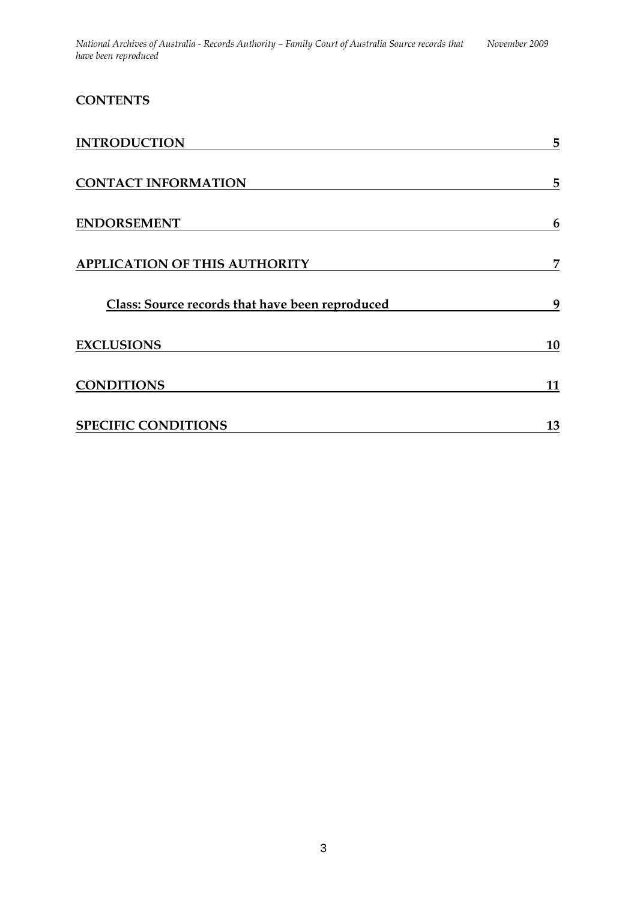**CONTENTS**

**INTRODUCTION** 5

**CONTACT INFORMATION** 5

**ENDORSEMENT** 6

**APPLICATION OF THIS AUTHORITY** 7

**Class: Source records that have been reproduced** 9

**EXCLUSIONS** 10

**CONDITIONS** 11

**SPECIFIC CONDITIONS** 13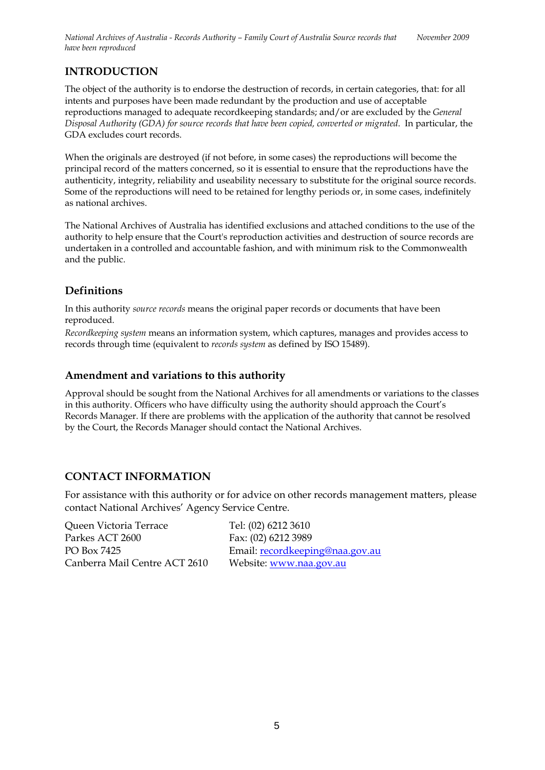## INTRODUCTION

The object of the authority is to endorse the destruction of records, in certain categories, that: for all intents and purposes have been made redundant by the production and use of acceptable reproductions managed to adequate recordkeeping standards; and/or are excluded by the *General Disposal Authority (GDA) for source records that have been copied, converted or migrated*. In particular, the GDA excludes court records.

When the originals are destroyed (if not before, in some cases) the reproductions will become the principal record of the matters concerned, so it is essential to ensure that the reproductions have the authenticity, integrity, reliability and useability necessary to substitute for the original source records. Some of the reproductions will need to be retained for lengthy periods or, in some cases, indefinitely as national archives.

The National Archives of Australia has identified exclusions and attached conditions to the use of the authority to help ensure that the Court's reproduction activities and destruction of source records are undertaken in a controlled and accountable fashion, and with minimum risk to the Commonwealth and the public.

### Definitions

In this authority *source records* means the original paper records or documents that have been reproduced.

*Recordkeeping system* means an information system, which captures, manages and provides access to records through time (equivalent to *records system* as defined by ISO 15489).

### Amendment and variations to this authority

Approval should be sought from the National Archives for all amendments or variations to the classes in this authority. Officers who have difficulty using the authority should approach the Court's Records Manager. If there are problems with the application of the authority that cannot be resolved by the Court, the Records Manager should contact the National Archives.

## CONTACT INFORMATION

For assistance with this authority or for advice on other records management matters, please contact National Archives' Agency Service Centre.

| | |
|---|---|
| Queen Victoria Terrace | Tel: (02) 6212 3610 |
| Parkes ACT 2600 | Fax: (02) 6212 3989 |
| PO Box 7425 | Email: recordkeeping@naa.gov.au |
| Canberra Mail Centre ACT 2610 | Website: www.naa.gov.au |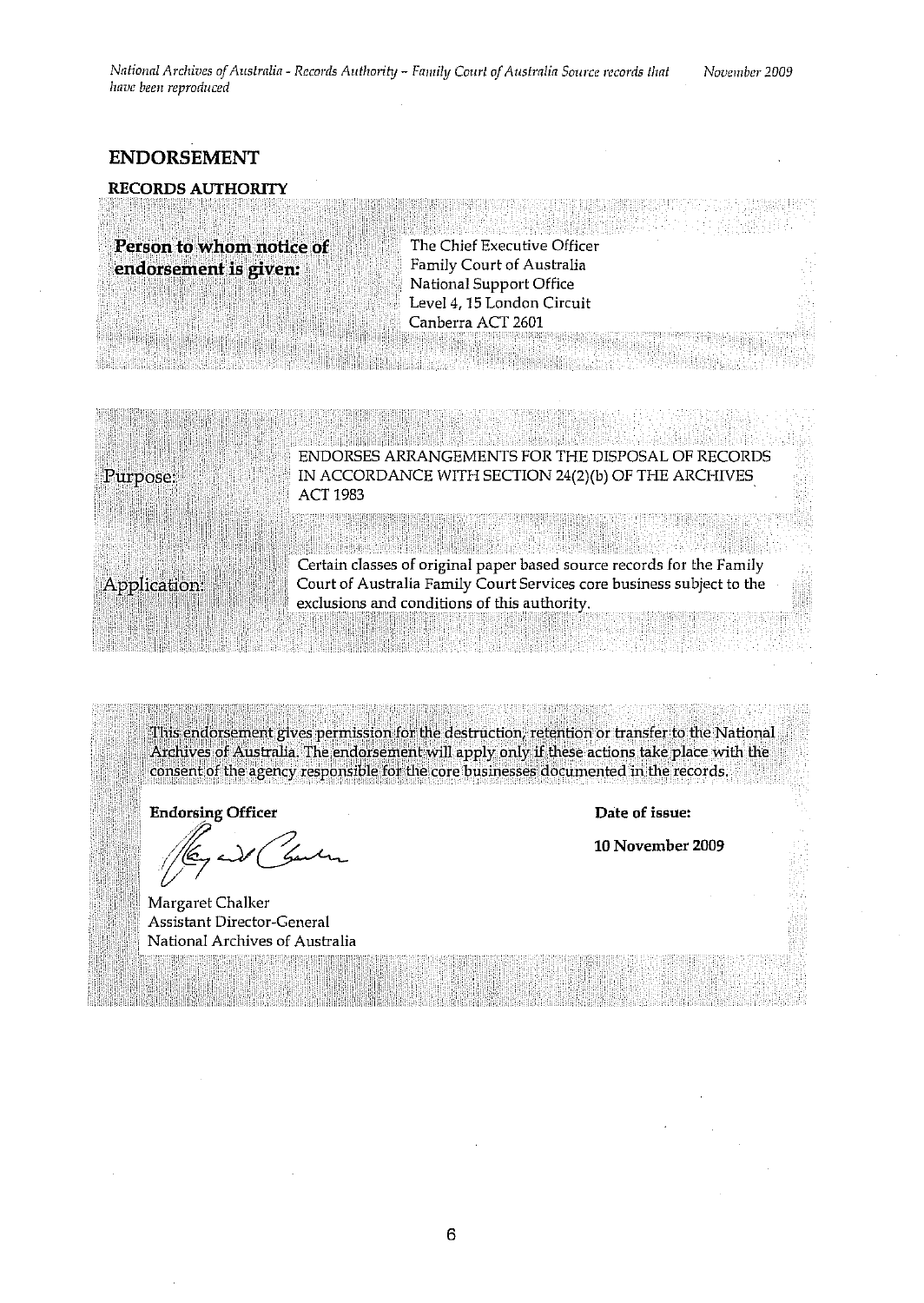## ENDORSEMENT

### RECORDS AUTHORITY

| | |
|---|---|
| **Person to whom notice of endorsement is given:** | The Chief Executive Officer<br>Family Court of Australia<br>National Support Office<br>Level 4, 15 London Circuit<br>Canberra ACT 2601 |

| | |
|---|---|
| Purpose: | ENDORSES ARRANGEMENTS FOR THE DISPOSAL OF RECORDS IN ACCORDANCE WITH SECTION 24(2)(b) OF THE ARCHIVES ACT 1983 |
| Application: | Certain classes of original paper based source records for the Family Court of Australia Family Court Services core business subject to the exclusions and conditions of this authority. |

This endorsement gives permission for the destruction, retention or transfer to the National Archives of Australia. The endorsement will apply only if these actions take place with the consent of the agency responsible for the core businesses documented in the records.

**Endorsing Officer**

Margaret Chalker
Assistant Director-General
National Archives of Australia

**Date of issue:**

**10 November 2009**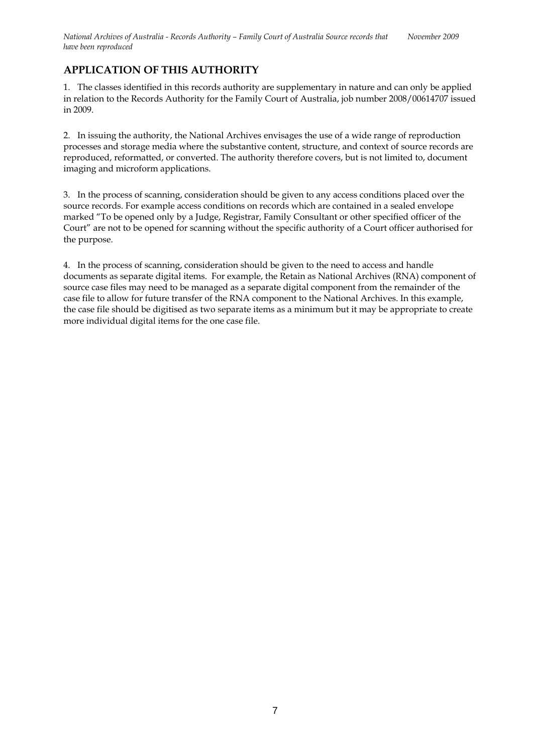## APPLICATION OF THIS AUTHORITY

1. The classes identified in this records authority are supplementary in nature and can only be applied in relation to the Records Authority for the Family Court of Australia, job number 2008/00614707 issued in 2009.

2. In issuing the authority, the National Archives envisages the use of a wide range of reproduction processes and storage media where the substantive content, structure, and context of source records are reproduced, reformatted, or converted. The authority therefore covers, but is not limited to, document imaging and microform applications.

3. In the process of scanning, consideration should be given to any access conditions placed over the source records. For example access conditions on records which are contained in a sealed envelope marked "To be opened only by a Judge, Registrar, Family Consultant or other specified officer of the Court" are not to be opened for scanning without the specific authority of a Court officer authorised for the purpose.

4. In the process of scanning, consideration should be given to the need to access and handle documents as separate digital items. For example, the Retain as National Archives (RNA) component of source case files may need to be managed as a separate digital component from the remainder of the case file to allow for future transfer of the RNA component to the National Archives. In this example, the case file should be digitised as two separate items as a minimum but it may be appropriate to create more individual digital items for the one case file.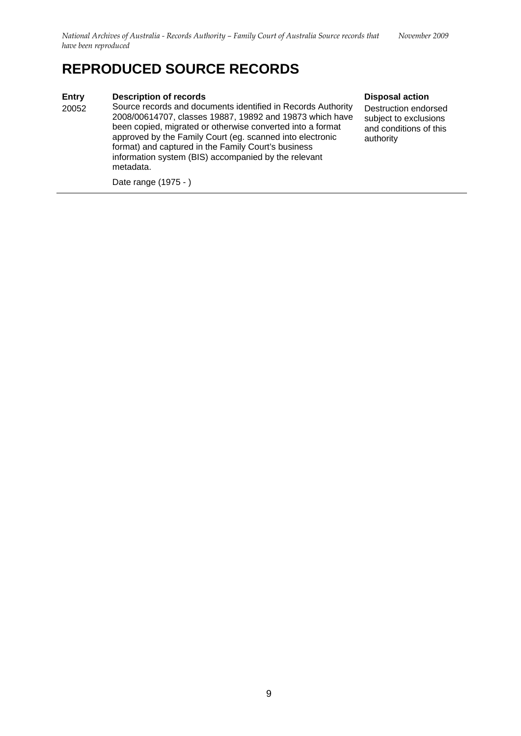# REPRODUCED SOURCE RECORDS

| Entry | Description of records | Disposal action |
|---|---|---|
| 20052 | Source records and documents identified in Records Authority 2008/00614707, classes 19887, 19892 and 19873 which have been copied, migrated or otherwise converted into a format approved by the Family Court (eg. scanned into electronic format) and captured in the Family Court's business information system (BIS) accompanied by the relevant metadata.<br><br>Date range (1975 - ) | Destruction endorsed subject to exclusions and conditions of this authority |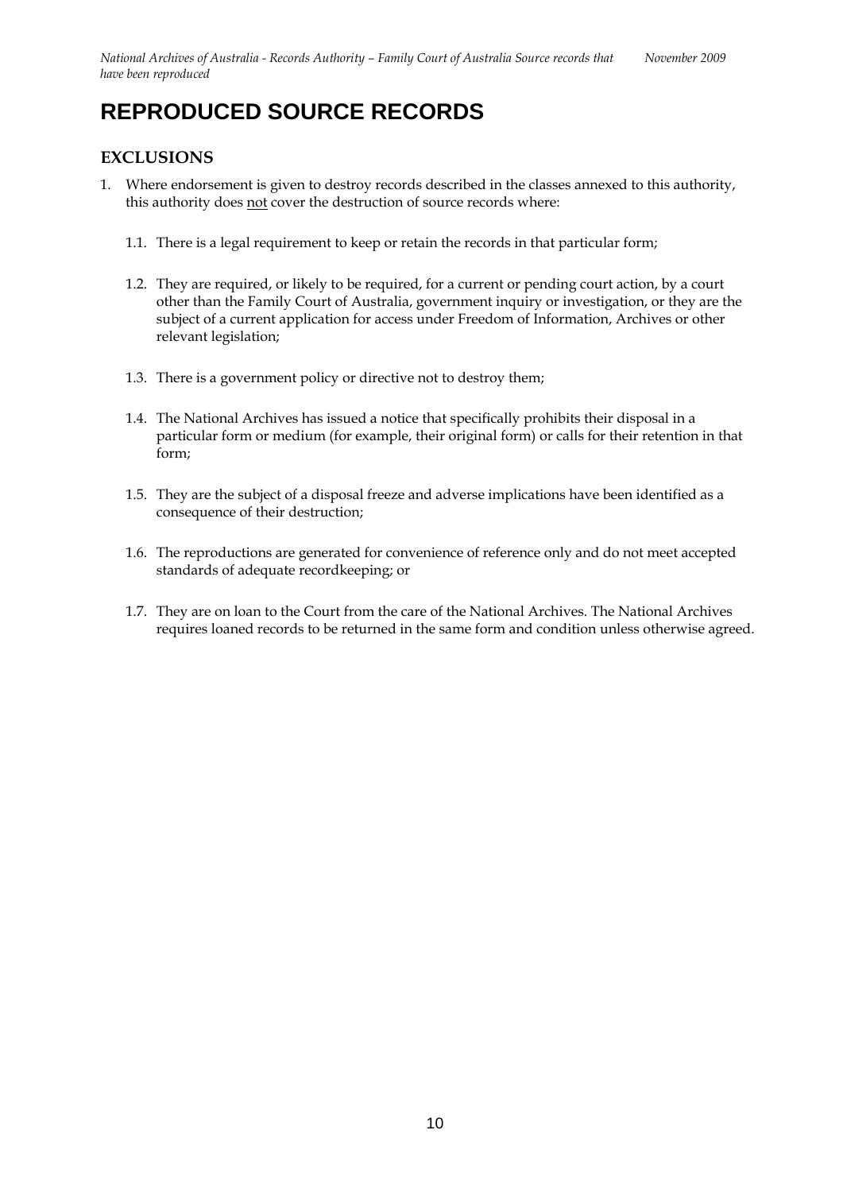# REPRODUCED SOURCE RECORDS

## EXCLUSIONS

1. Where endorsement is given to destroy records described in the classes annexed to this authority, this authority does <u>not</u> cover the destruction of source records where:

   1.1. There is a legal requirement to keep or retain the records in that particular form;

   1.2. They are required, or likely to be required, for a current or pending court action, by a court other than the Family Court of Australia, government inquiry or investigation, or they are the subject of a current application for access under Freedom of Information, Archives or other relevant legislation;

   1.3. There is a government policy or directive not to destroy them;

   1.4. The National Archives has issued a notice that specifically prohibits their disposal in a particular form or medium (for example, their original form) or calls for their retention in that form;

   1.5. They are the subject of a disposal freeze and adverse implications have been identified as a consequence of their destruction;

   1.6. The reproductions are generated for convenience of reference only and do not meet accepted standards of adequate recordkeeping; or

   1.7. They are on loan to the Court from the care of the National Archives. The National Archives requires loaned records to be returned in the same form and condition unless otherwise agreed.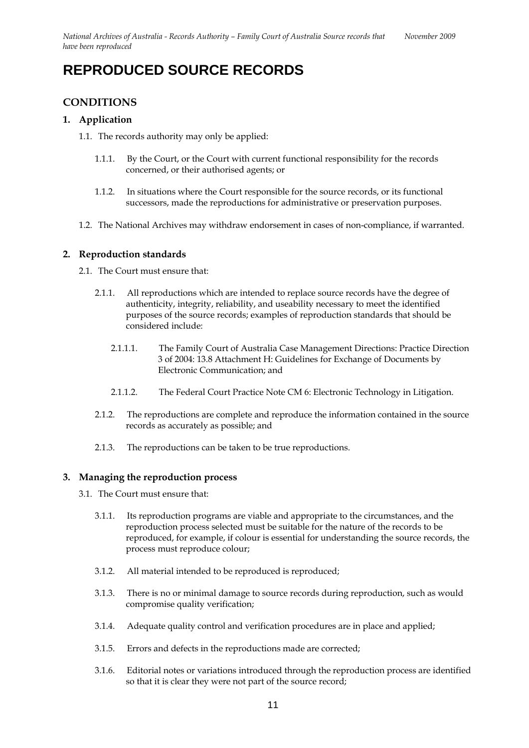# REPRODUCED SOURCE RECORDS

## CONDITIONS

### 1. Application

1.1. The records authority may only be applied:

1.1.1. By the Court, or the Court with current functional responsibility for the records concerned, or their authorised agents; or

1.1.2. In situations where the Court responsible for the source records, or its functional successors, made the reproductions for administrative or preservation purposes.

1.2. The National Archives may withdraw endorsement in cases of non-compliance, if warranted.

### 2. Reproduction standards

2.1. The Court must ensure that:

2.1.1. All reproductions which are intended to replace source records have the degree of authenticity, integrity, reliability, and useability necessary to meet the identified purposes of the source records; examples of reproduction standards that should be considered include:

2.1.1.1. The Family Court of Australia Case Management Directions: Practice Direction 3 of 2004: 13.8 Attachment H: Guidelines for Exchange of Documents by Electronic Communication; and

2.1.1.2. The Federal Court Practice Note CM 6: Electronic Technology in Litigation.

2.1.2. The reproductions are complete and reproduce the information contained in the source records as accurately as possible; and

2.1.3. The reproductions can be taken to be true reproductions.

### 3. Managing the reproduction process

3.1. The Court must ensure that:

3.1.1. Its reproduction programs are viable and appropriate to the circumstances, and the reproduction process selected must be suitable for the nature of the records to be reproduced, for example, if colour is essential for understanding the source records, the process must reproduce colour;

3.1.2. All material intended to be reproduced is reproduced;

3.1.3. There is no or minimal damage to source records during reproduction, such as would compromise quality verification;

3.1.4. Adequate quality control and verification procedures are in place and applied;

3.1.5. Errors and defects in the reproductions made are corrected;

3.1.6. Editorial notes or variations introduced through the reproduction process are identified so that it is clear they were not part of the source record;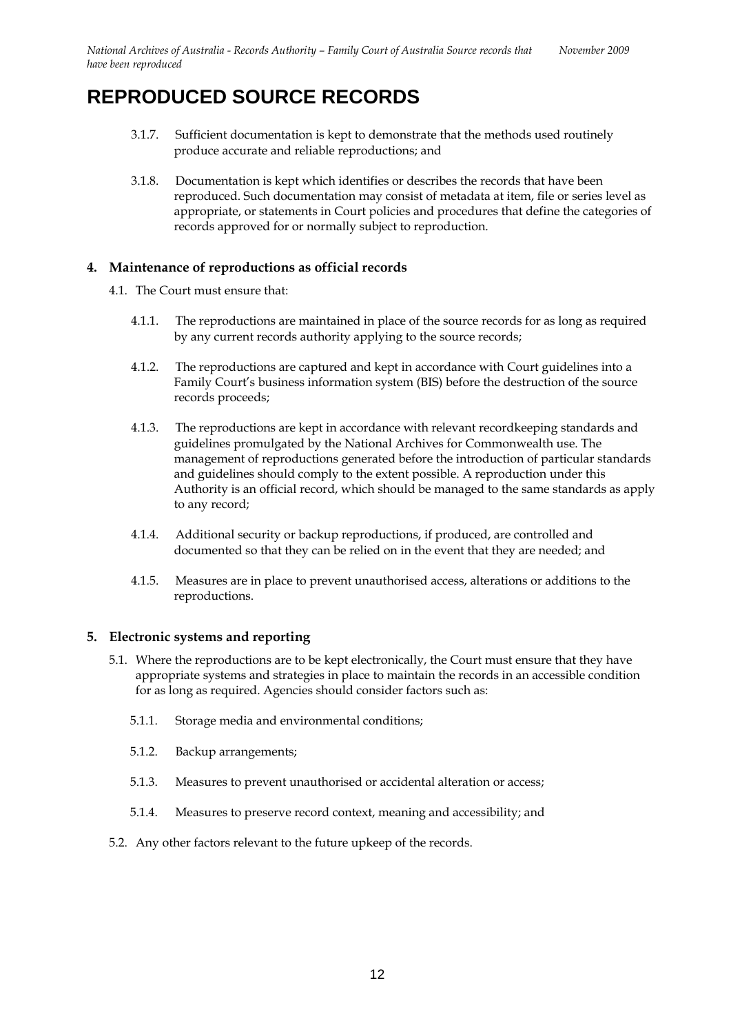# REPRODUCED SOURCE RECORDS

3.1.7. Sufficient documentation is kept to demonstrate that the methods used routinely produce accurate and reliable reproductions; and

3.1.8. Documentation is kept which identifies or describes the records that have been reproduced. Such documentation may consist of metadata at item, file or series level as appropriate, or statements in Court policies and procedures that define the categories of records approved for or normally subject to reproduction.

## 4. Maintenance of reproductions as official records

4.1. The Court must ensure that:

4.1.1. The reproductions are maintained in place of the source records for as long as required by any current records authority applying to the source records;

4.1.2. The reproductions are captured and kept in accordance with Court guidelines into a Family Court's business information system (BIS) before the destruction of the source records proceeds;

4.1.3. The reproductions are kept in accordance with relevant recordkeeping standards and guidelines promulgated by the National Archives for Commonwealth use. The management of reproductions generated before the introduction of particular standards and guidelines should comply to the extent possible. A reproduction under this Authority is an official record, which should be managed to the same standards as apply to any record;

4.1.4. Additional security or backup reproductions, if produced, are controlled and documented so that they can be relied on in the event that they are needed; and

4.1.5. Measures are in place to prevent unauthorised access, alterations or additions to the reproductions.

## 5. Electronic systems and reporting

5.1. Where the reproductions are to be kept electronically, the Court must ensure that they have appropriate systems and strategies in place to maintain the records in an accessible condition for as long as required. Agencies should consider factors such as:

5.1.1. Storage media and environmental conditions;

5.1.2. Backup arrangements;

5.1.3. Measures to prevent unauthorised or accidental alteration or access;

5.1.4. Measures to preserve record context, meaning and accessibility; and

5.2. Any other factors relevant to the future upkeep of the records.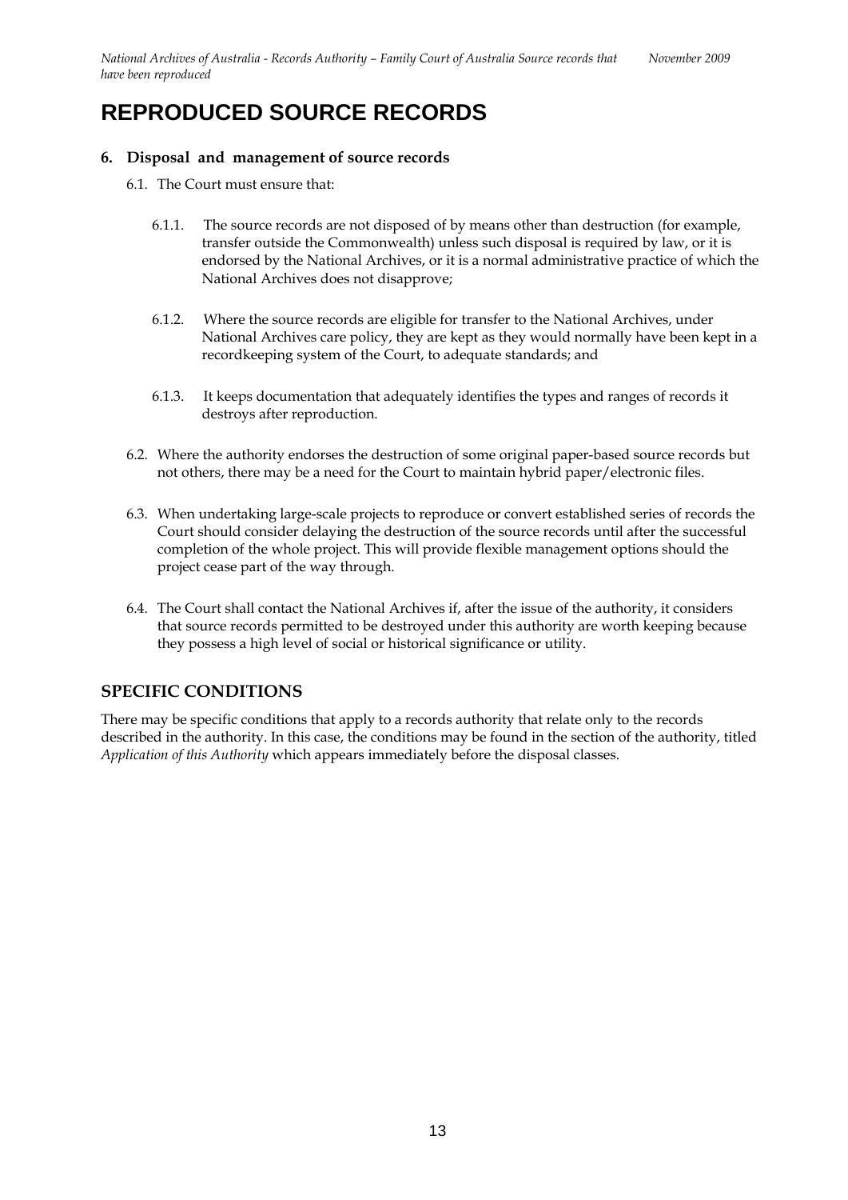# REPRODUCED SOURCE RECORDS

**6. Disposal and management of source records**

6.1. The Court must ensure that:

6.1.1. The source records are not disposed of by means other than destruction (for example, transfer outside the Commonwealth) unless such disposal is required by law, or it is endorsed by the National Archives, or it is a normal administrative practice of which the National Archives does not disapprove;

6.1.2. Where the source records are eligible for transfer to the National Archives, under National Archives care policy, they are kept as they would normally have been kept in a recordkeeping system of the Court, to adequate standards; and

6.1.3. It keeps documentation that adequately identifies the types and ranges of records it destroys after reproduction.

6.2. Where the authority endorses the destruction of some original paper-based source records but not others, there may be a need for the Court to maintain hybrid paper/electronic files.

6.3. When undertaking large-scale projects to reproduce or convert established series of records the Court should consider delaying the destruction of the source records until after the successful completion of the whole project. This will provide flexible management options should the project cease part of the way through.

6.4. The Court shall contact the National Archives if, after the issue of the authority, it considers that source records permitted to be destroyed under this authority are worth keeping because they possess a high level of social or historical significance or utility.

## SPECIFIC CONDITIONS

There may be specific conditions that apply to a records authority that relate only to the records described in the authority. In this case, the conditions may be found in the section of the authority, titled *Application of this Authority* which appears immediately before the disposal classes.